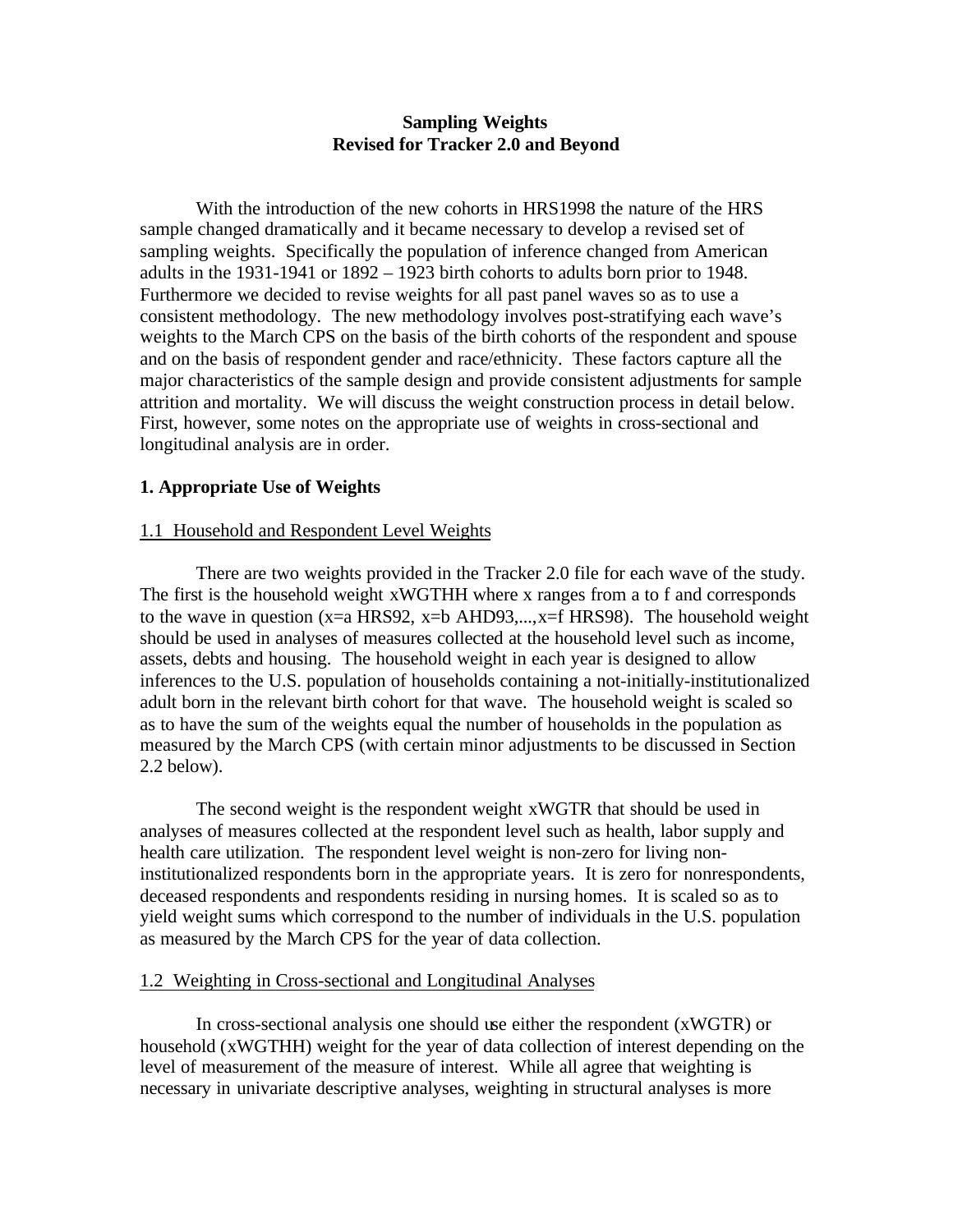**Sampling Weights**
**Revised for Tracker 2.0 and Beyond**

With the introduction of the new cohorts in HRS1998 the nature of the HRS sample changed dramatically and it became necessary to develop a revised set of sampling weights. Specifically the population of inference changed from American adults in the 1931-1941 or 1892 – 1923 birth cohorts to adults born prior to 1948. Furthermore we decided to revise weights for all past panel waves so as to use a consistent methodology. The new methodology involves post-stratifying each wave's weights to the March CPS on the basis of the birth cohorts of the respondent and spouse and on the basis of respondent gender and race/ethnicity. These factors capture all the major characteristics of the sample design and provide consistent adjustments for sample attrition and mortality. We will discuss the weight construction process in detail below. First, however, some notes on the appropriate use of weights in cross-sectional and longitudinal analysis are in order.

## 1. Appropriate Use of Weights

### 1.1 Household and Respondent Level Weights

There are two weights provided in the Tracker 2.0 file for each wave of the study. The first is the household weight xWGTHH where x ranges from a to f and corresponds to the wave in question (x=a HRS92, x=b AHD93,...,x=f HRS98). The household weight should be used in analyses of measures collected at the household level such as income, assets, debts and housing. The household weight in each year is designed to allow inferences to the U.S. population of households containing a not-initially-institutionalized adult born in the relevant birth cohort for that wave. The household weight is scaled so as to have the sum of the weights equal the number of households in the population as measured by the March CPS (with certain minor adjustments to be discussed in Section 2.2 below).

The second weight is the respondent weight xWGTR that should be used in analyses of measures collected at the respondent level such as health, labor supply and health care utilization. The respondent level weight is non-zero for living non-institutionalized respondents born in the appropriate years. It is zero for nonrespondents, deceased respondents and respondents residing in nursing homes. It is scaled so as to yield weight sums which correspond to the number of individuals in the U.S. population as measured by the March CPS for the year of data collection.

### 1.2 Weighting in Cross-sectional and Longitudinal Analyses

In cross-sectional analysis one should use either the respondent (xWGTR) or household (xWGTHH) weight for the year of data collection of interest depending on the level of measurement of the measure of interest. While all agree that weighting is necessary in univariate descriptive analyses, weighting in structural analyses is more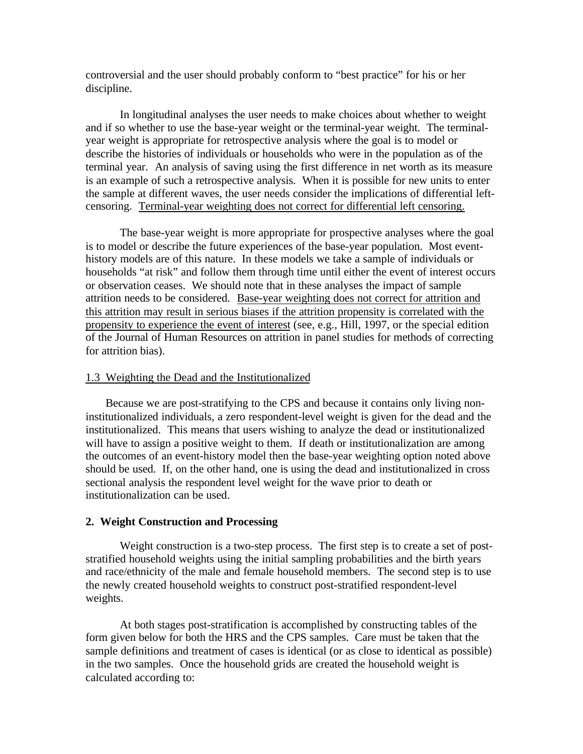controversial and the user should probably conform to "best practice" for his or her discipline.

In longitudinal analyses the user needs to make choices about whether to weight and if so whether to use the base-year weight or the terminal-year weight. The terminal-year weight is appropriate for retrospective analysis where the goal is to model or describe the histories of individuals or households who were in the population as of the terminal year. An analysis of saving using the first difference in net worth as its measure is an example of such a retrospective analysis. When it is possible for new units to enter the sample at different waves, the user needs consider the implications of differential left-censoring. <u>Terminal-year weighting does not correct for differential left censoring.</u>

The base-year weight is more appropriate for prospective analyses where the goal is to model or describe the future experiences of the base-year population. Most event-history models are of this nature. In these models we take a sample of individuals or households "at risk" and follow them through time until either the event of interest occurs or observation ceases. We should note that in these analyses the impact of sample attrition needs to be considered. <u>Base-year weighting does not correct for attrition and this attrition may result in serious biases if the attrition propensity is correlated with the propensity to experience the event of interest</u> (see, e.g., Hill, 1997, or the special edition of the Journal of Human Resources on attrition in panel studies for methods of correcting for attrition bias).

### 1.3 Weighting the Dead and the Institutionalized

Because we are post-stratifying to the CPS and because it contains only living non-institutionalized individuals, a zero respondent-level weight is given for the dead and the institutionalized. This means that users wishing to analyze the dead or institutionalized will have to assign a positive weight to them. If death or institutionalization are among the outcomes of an event-history model then the base-year weighting option noted above should be used. If, on the other hand, one is using the dead and institutionalized in cross sectional analysis the respondent level weight for the wave prior to death or institutionalization can be used.

## 2. Weight Construction and Processing

Weight construction is a two-step process. The first step is to create a set of post-stratified household weights using the initial sampling probabilities and the birth years and race/ethnicity of the male and female household members. The second step is to use the newly created household weights to construct post-stratified respondent-level weights.

At both stages post-stratification is accomplished by constructing tables of the form given below for both the HRS and the CPS samples. Care must be taken that the sample definitions and treatment of cases is identical (or as close to identical as possible) in the two samples. Once the household grids are created the household weight is calculated according to: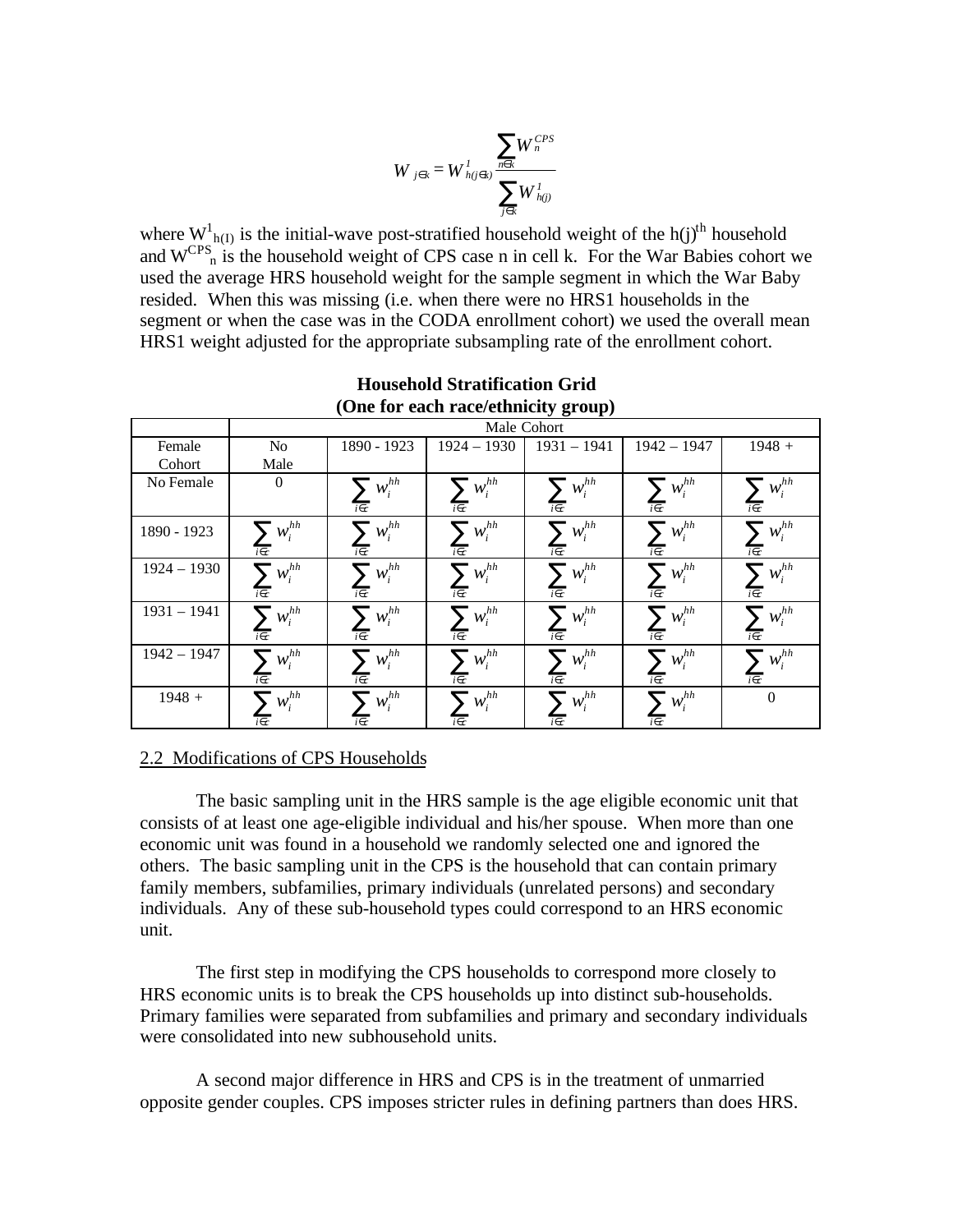$$W_{j \in k} = W^{1}_{h(j \in k)} \frac{\sum_{n \in k} W^{CPS}_{n}}{\sum_{j \in k} W^{1}_{h(j)}}$$

where $W^{1}_{h(I)}$ is the initial-wave post-stratified household weight of the $h(j)^{th}$ household and $W^{CPS}_{n}$ is the household weight of CPS case n in cell k. For the War Babies cohort we used the average HRS household weight for the sample segment in which the War Baby resided. When this was missing (i.e. when there were no HRS1 households in the segment or when the case was in the CODA enrollment cohort) we used the overall mean HRS1 weight adjusted for the appropriate subsampling rate of the enrollment cohort.

**Household Stratification Grid**
**(One for each race/ethnicity group)**

| | Male Cohort | | | | | |
|---|---|---|---|---|---|---|
| Female Cohort | No Male | 1890 - 1923 | 1924 – 1930 | 1931 – 1941 | 1942 – 1947 | 1948 + |
| No Female | 0 | $\sum_{i \in c} w_i^{hh}$ | $\sum_{i \in c} w_i^{hh}$ | $\sum_{i \in c} w_i^{hh}$ | $\sum_{i \in c} w_i^{hh}$ | $\sum_{i \in c} w_i^{hh}$ |
| 1890 - 1923 | $\sum_{i \in c} w_i^{hh}$ | $\sum_{i \in c} w_i^{hh}$ | $\sum_{i \in c} w_i^{hh}$ | $\sum_{i \in c} w_i^{hh}$ | $\sum_{i \in c} w_i^{hh}$ | $\sum_{i \in c} w_i^{hh}$ |
| 1924 – 1930 | $\sum_{i \in c} w_i^{hh}$ | $\sum_{i \in c} w_i^{hh}$ | $\sum_{i \in c} w_i^{hh}$ | $\sum_{i \in c} w_i^{hh}$ | $\sum_{i \in c} w_i^{hh}$ | $\sum_{i \in c} w_i^{hh}$ |
| 1931 – 1941 | $\sum_{i \in c} w_i^{hh}$ | $\sum_{i \in c} w_i^{hh}$ | $\sum_{i \in c} w_i^{hh}$ | $\sum_{i \in c} w_i^{hh}$ | $\sum_{i \in c} w_i^{hh}$ | $\sum_{i \in c} w_i^{hh}$ |
| 1942 – 1947 | $\sum_{i \in c} w_i^{hh}$ | $\sum_{i \in c} w_i^{hh}$ | $\sum_{i \in c} w_i^{hh}$ | $\sum_{i \in c} w_i^{hh}$ | $\sum_{i \in c} w_i^{hh}$ | $\sum_{i \in c} w_i^{hh}$ |
| 1948 + | $\sum_{i \in c} w_i^{hh}$ | $\sum_{i \in c} w_i^{hh}$ | $\sum_{i \in c} w_i^{hh}$ | $\sum_{i \in c} w_i^{hh}$ | $\sum_{i \in c} w_i^{hh}$ | 0 |

## 2.2 Modifications of CPS Households

The basic sampling unit in the HRS sample is the age eligible economic unit that consists of at least one age-eligible individual and his/her spouse. When more than one economic unit was found in a household we randomly selected one and ignored the others. The basic sampling unit in the CPS is the household that can contain primary family members, subfamilies, primary individuals (unrelated persons) and secondary individuals. Any of these sub-household types could correspond to an HRS economic unit.

The first step in modifying the CPS households to correspond more closely to HRS economic units is to break the CPS households up into distinct sub-households. Primary families were separated from subfamilies and primary and secondary individuals were consolidated into new subhousehold units.

A second major difference in HRS and CPS is in the treatment of unmarried opposite gender couples. CPS imposes stricter rules in defining partners than does HRS.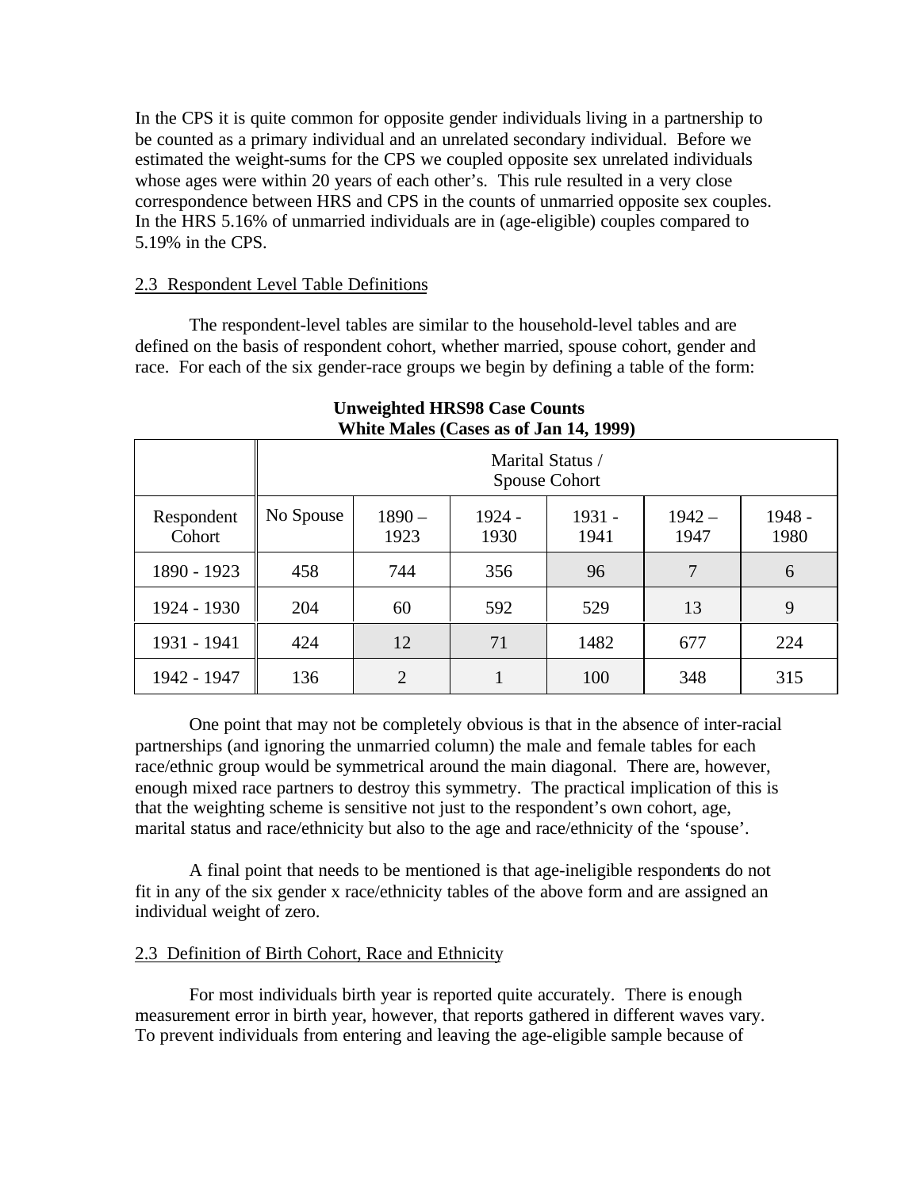In the CPS it is quite common for opposite gender individuals living in a partnership to be counted as a primary individual and an unrelated secondary individual. Before we estimated the weight-sums for the CPS we coupled opposite sex unrelated individuals whose ages were within 20 years of each other's. This rule resulted in a very close correspondence between HRS and CPS in the counts of unmarried opposite sex couples. In the HRS 5.16% of unmarried individuals are in (age-eligible) couples compared to 5.19% in the CPS.

## 2.3 Respondent Level Table Definitions

The respondent-level tables are similar to the household-level tables and are defined on the basis of respondent cohort, whether married, spouse cohort, gender and race. For each of the six gender-race groups we begin by defining a table of the form:

**Unweighted HRS98 Case Counts**
**White Males (Cases as of Jan 14, 1999)**

| | Marital Status / Spouse Cohort | | | | | |
|---|---|---|---|---|---|---|
| Respondent Cohort | No Spouse | 1890 – 1923 | 1924 - 1930 | 1931 - 1941 | 1942 – 1947 | 1948 - 1980 |
| 1890 - 1923 | 458 | 744 | 356 | 96 | 7 | 6 |
| 1924 - 1930 | 204 | 60 | 592 | 529 | 13 | 9 |
| 1931 - 1941 | 424 | 12 | 71 | 1482 | 677 | 224 |
| 1942 - 1947 | 136 | 2 | 1 | 100 | 348 | 315 |

One point that may not be completely obvious is that in the absence of inter-racial partnerships (and ignoring the unmarried column) the male and female tables for each race/ethnic group would be symmetrical around the main diagonal. There are, however, enough mixed race partners to destroy this symmetry. The practical implication of this is that the weighting scheme is sensitive not just to the respondent's own cohort, age, marital status and race/ethnicity but also to the age and race/ethnicity of the 'spouse'.

A final point that needs to be mentioned is that age-ineligible respondents do not fit in any of the six gender x race/ethnicity tables of the above form and are assigned an individual weight of zero.

## 2.3 Definition of Birth Cohort, Race and Ethnicity

For most individuals birth year is reported quite accurately. There is enough measurement error in birth year, however, that reports gathered in different waves vary. To prevent individuals from entering and leaving the age-eligible sample because of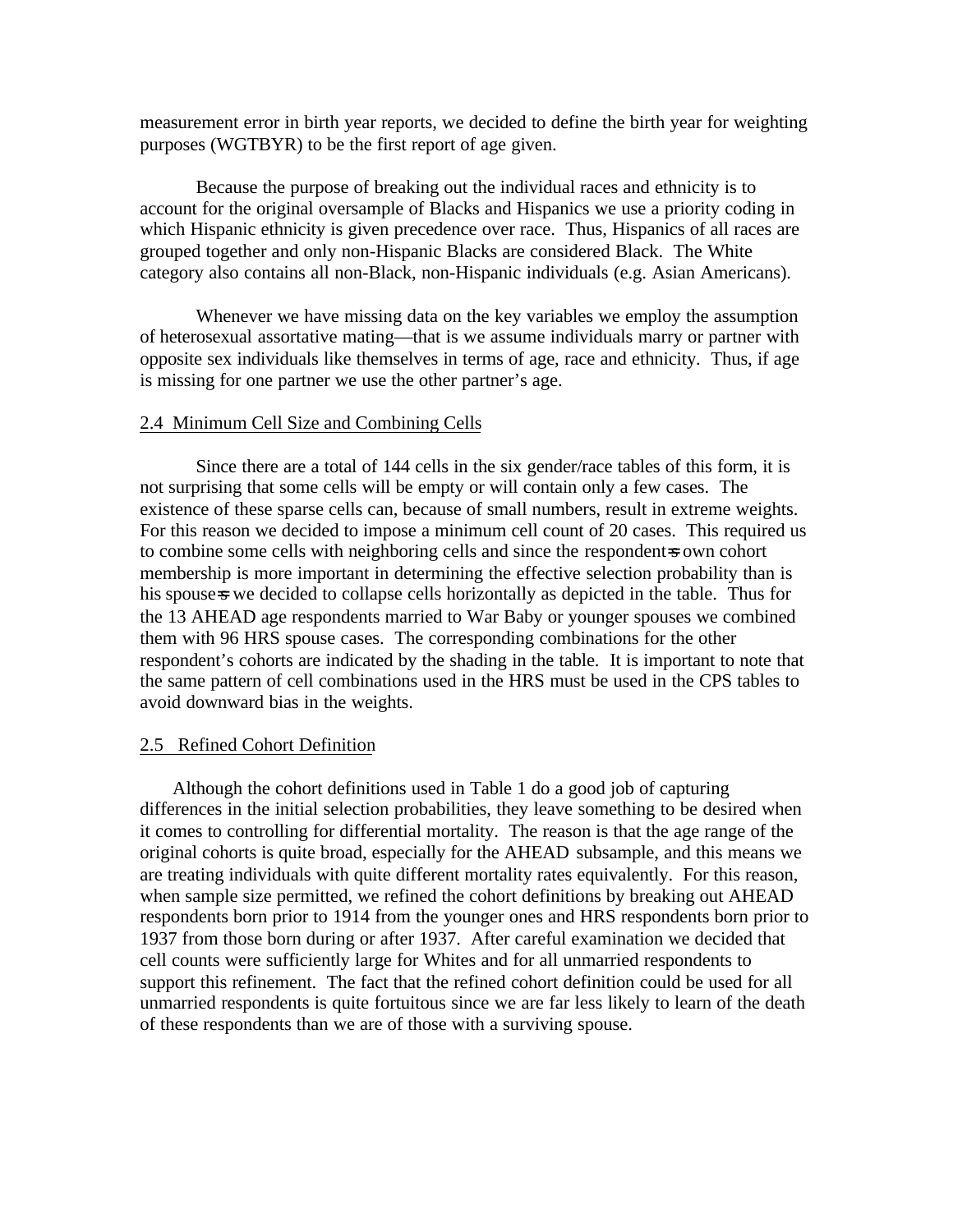measurement error in birth year reports, we decided to define the birth year for weighting purposes (WGTBYR) to be the first report of age given.

Because the purpose of breaking out the individual races and ethnicity is to account for the original oversample of Blacks and Hispanics we use a priority coding in which Hispanic ethnicity is given precedence over race. Thus, Hispanics of all races are grouped together and only non-Hispanic Blacks are considered Black. The White category also contains all non-Black, non-Hispanic individuals (e.g. Asian Americans).

Whenever we have missing data on the key variables we employ the assumption of heterosexual assortative mating—that is we assume individuals marry or partner with opposite sex individuals like themselves in terms of age, race and ethnicity. Thus, if age is missing for one partner we use the other partner's age.

## 2.4 Minimum Cell Size and Combining Cells

Since there are a total of 144 cells in the six gender/race tables of this form, it is not surprising that some cells will be empty or will contain only a few cases. The existence of these sparse cells can, because of small numbers, result in extreme weights. For this reason we decided to impose a minimum cell count of 20 cases. This required us to combine some cells with neighboring cells and since the respondent=s own cohort membership is more important in determining the effective selection probability than is his spouse=s we decided to collapse cells horizontally as depicted in the table. Thus for the 13 AHEAD age respondents married to War Baby or younger spouses we combined them with 96 HRS spouse cases. The corresponding combinations for the other respondent's cohorts are indicated by the shading in the table. It is important to note that the same pattern of cell combinations used in the HRS must be used in the CPS tables to avoid downward bias in the weights.

## 2.5 Refined Cohort Definition

Although the cohort definitions used in Table 1 do a good job of capturing differences in the initial selection probabilities, they leave something to be desired when it comes to controlling for differential mortality. The reason is that the age range of the original cohorts is quite broad, especially for the AHEAD subsample, and this means we are treating individuals with quite different mortality rates equivalently. For this reason, when sample size permitted, we refined the cohort definitions by breaking out AHEAD respondents born prior to 1914 from the younger ones and HRS respondents born prior to 1937 from those born during or after 1937. After careful examination we decided that cell counts were sufficiently large for Whites and for all unmarried respondents to support this refinement. The fact that the refined cohort definition could be used for all unmarried respondents is quite fortuitous since we are far less likely to learn of the death of these respondents than we are of those with a surviving spouse.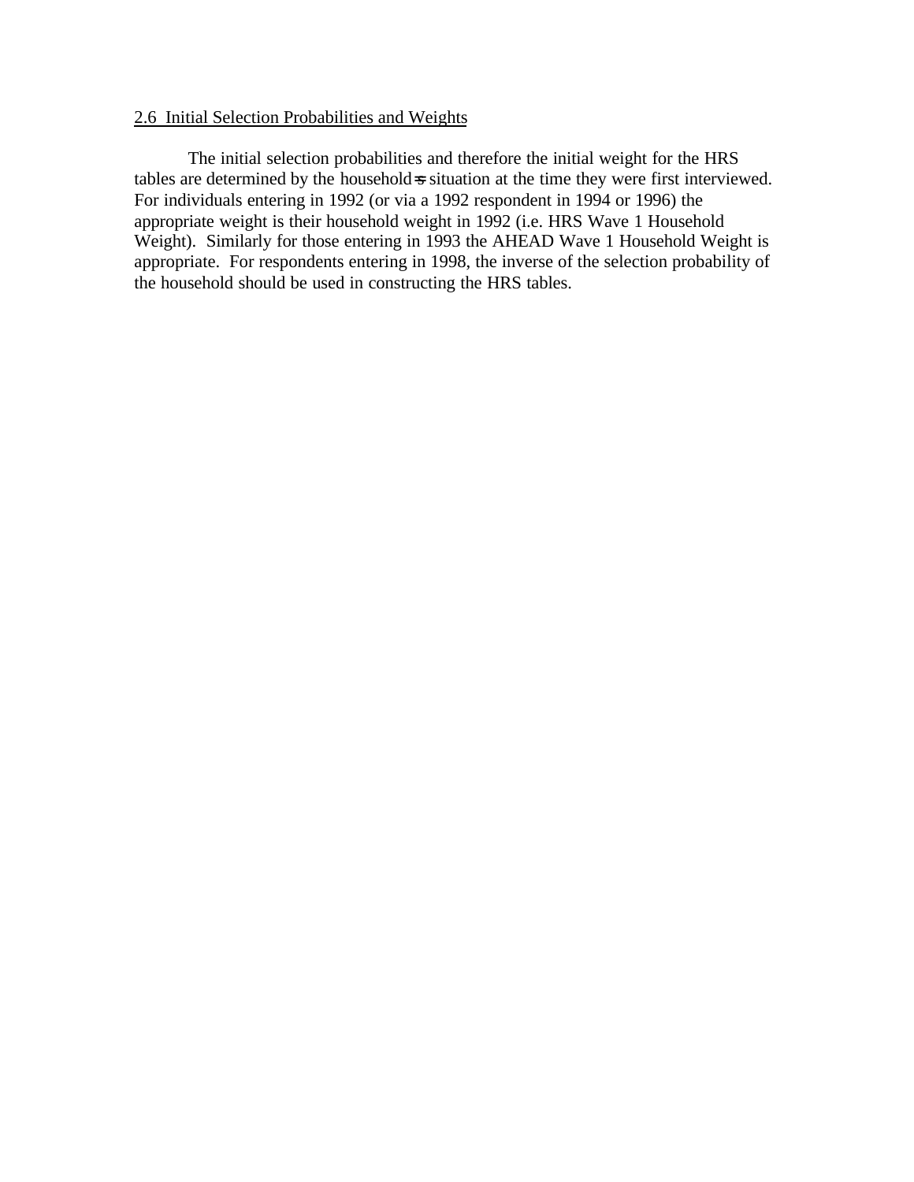2.6 Initial Selection Probabilities and Weights

The initial selection probabilities and therefore the initial weight for the HRS tables are determined by the household's situation at the time they were first interviewed. For individuals entering in 1992 (or via a 1992 respondent in 1994 or 1996) the appropriate weight is their household weight in 1992 (i.e. HRS Wave 1 Household Weight). Similarly for those entering in 1993 the AHEAD Wave 1 Household Weight is appropriate. For respondents entering in 1998, the inverse of the selection probability of the household should be used in constructing the HRS tables.